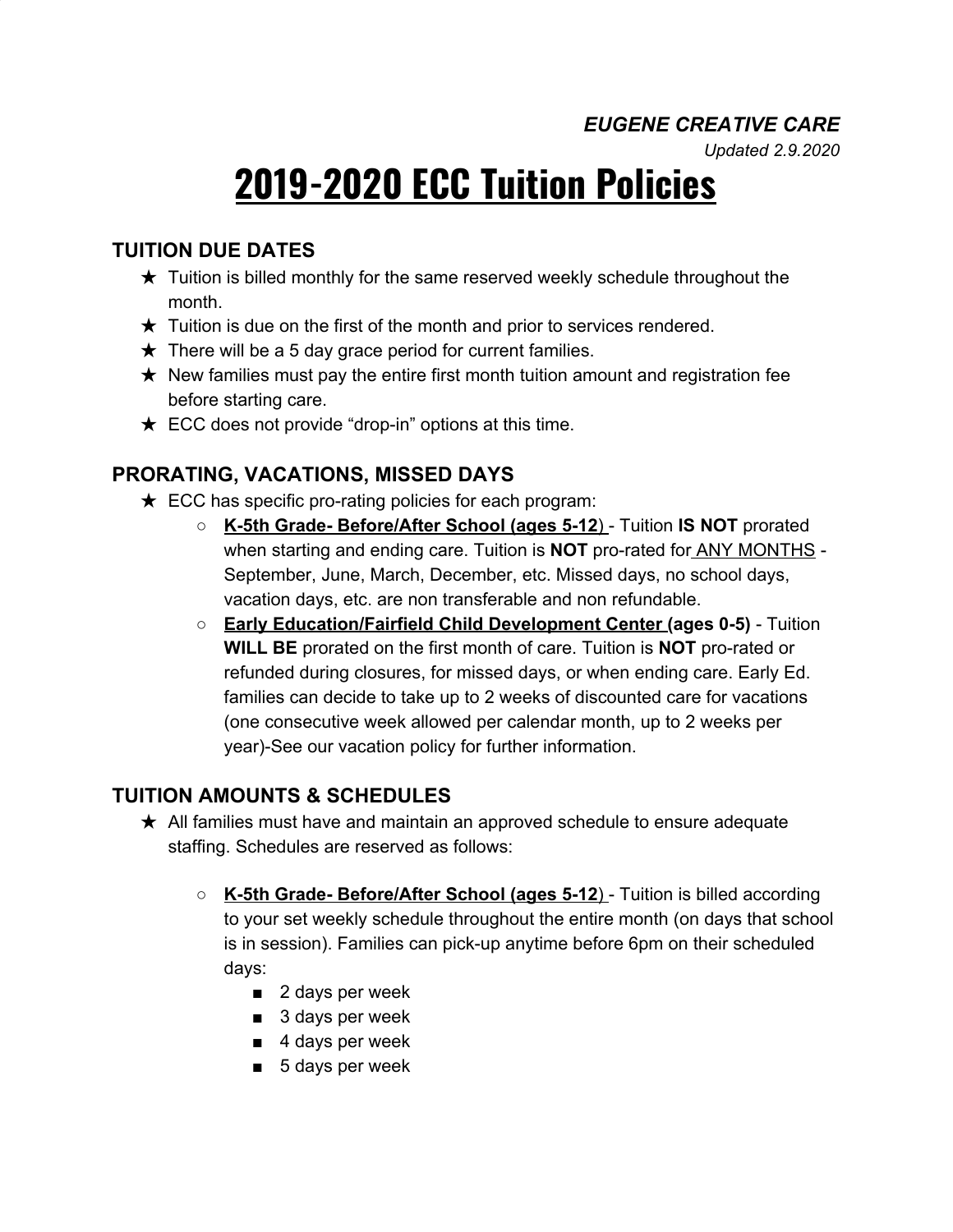***EUGENE CREATIVE CARE***

*Updated 2.9.2020*

# 2019-2020 ECC Tuition Policies

## TUITION DUE DATES

- ★ Tuition is billed monthly for the same reserved weekly schedule throughout the month.
- ★ Tuition is due on the first of the month and prior to services rendered.
- ★ There will be a 5 day grace period for current families.
- ★ New families must pay the entire first month tuition amount and registration fee before starting care.
- ★ ECC does not provide "drop-in" options at this time.

## PRORATING, VACATIONS, MISSED DAYS

- ★ ECC has specific pro-rating policies for each program:
  - **K-5th Grade- Before/After School (ages 5-12)** - Tuition **IS NOT** prorated when starting and ending care. Tuition is **NOT** pro-rated for ANY MONTHS - September, June, March, December, etc. Missed days, no school days, vacation days, etc. are non transferable and non refundable.
  - **Early Education/Fairfield Child Development Center (ages 0-5)** - Tuition **WILL BE** prorated on the first month of care. Tuition is **NOT** pro-rated or refunded during closures, for missed days, or when ending care. Early Ed. families can decide to take up to 2 weeks of discounted care for vacations (one consecutive week allowed per calendar month, up to 2 weeks per year)-See our vacation policy for further information.

## TUITION AMOUNTS & SCHEDULES

- ★ All families must have and maintain an approved schedule to ensure adequate staffing. Schedules are reserved as follows:
  - **K-5th Grade- Before/After School (ages 5-12)** - Tuition is billed according to your set weekly schedule throughout the entire month (on days that school is in session). Families can pick-up anytime before 6pm on their scheduled days:
    - 2 days per week
    - 3 days per week
    - 4 days per week
    - 5 days per week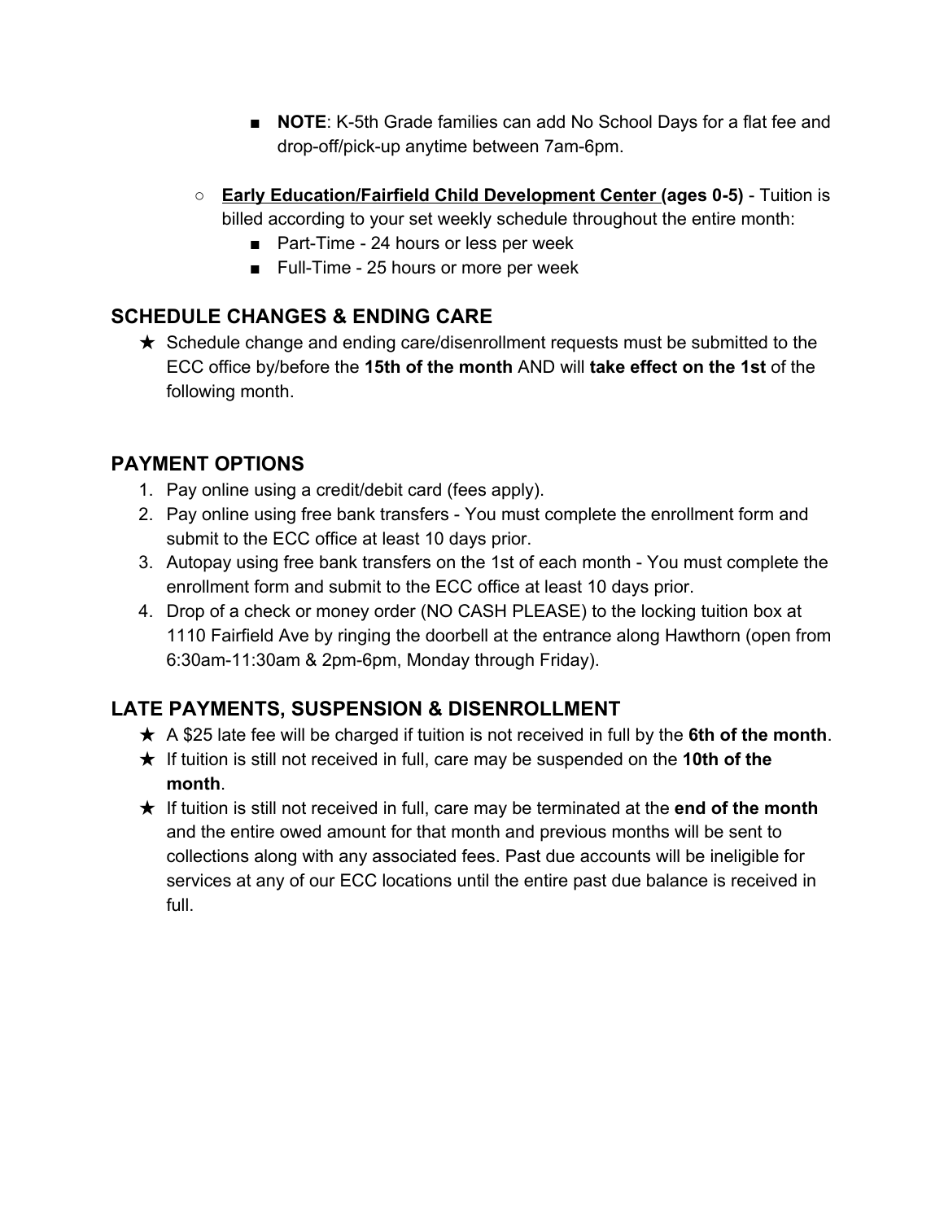- **NOTE**: K-5th Grade families can add No School Days for a flat fee and drop-off/pick-up anytime between 7am-6pm.

    - **Early Education/Fairfield Child Development Center (ages 0-5)** - Tuition is billed according to your set weekly schedule throughout the entire month:
        - Part-Time - 24 hours or less per week
        - Full-Time - 25 hours or more per week

## SCHEDULE CHANGES & ENDING CARE

- ★ Schedule change and ending care/disenrollment requests must be submitted to the ECC office by/before the **15th of the month** AND will **take effect on the 1st** of the following month.

## PAYMENT OPTIONS

1. Pay online using a credit/debit card (fees apply).
2. Pay online using free bank transfers - You must complete the enrollment form and submit to the ECC office at least 10 days prior.
3. Autopay using free bank transfers on the 1st of each month - You must complete the enrollment form and submit to the ECC office at least 10 days prior.
4. Drop of a check or money order (NO CASH PLEASE) to the locking tuition box at 1110 Fairfield Ave by ringing the doorbell at the entrance along Hawthorn (open from 6:30am-11:30am & 2pm-6pm, Monday through Friday).

## LATE PAYMENTS, SUSPENSION & DISENROLLMENT

- ★ A $25 late fee will be charged if tuition is not received in full by the **6th of the month**.
- ★ If tuition is still not received in full, care may be suspended on the **10th of the month**.
- ★ If tuition is still not received in full, care may be terminated at the **end of the month** and the entire owed amount for that month and previous months will be sent to collections along with any associated fees. Past due accounts will be ineligible for services at any of our ECC locations until the entire past due balance is received in full.